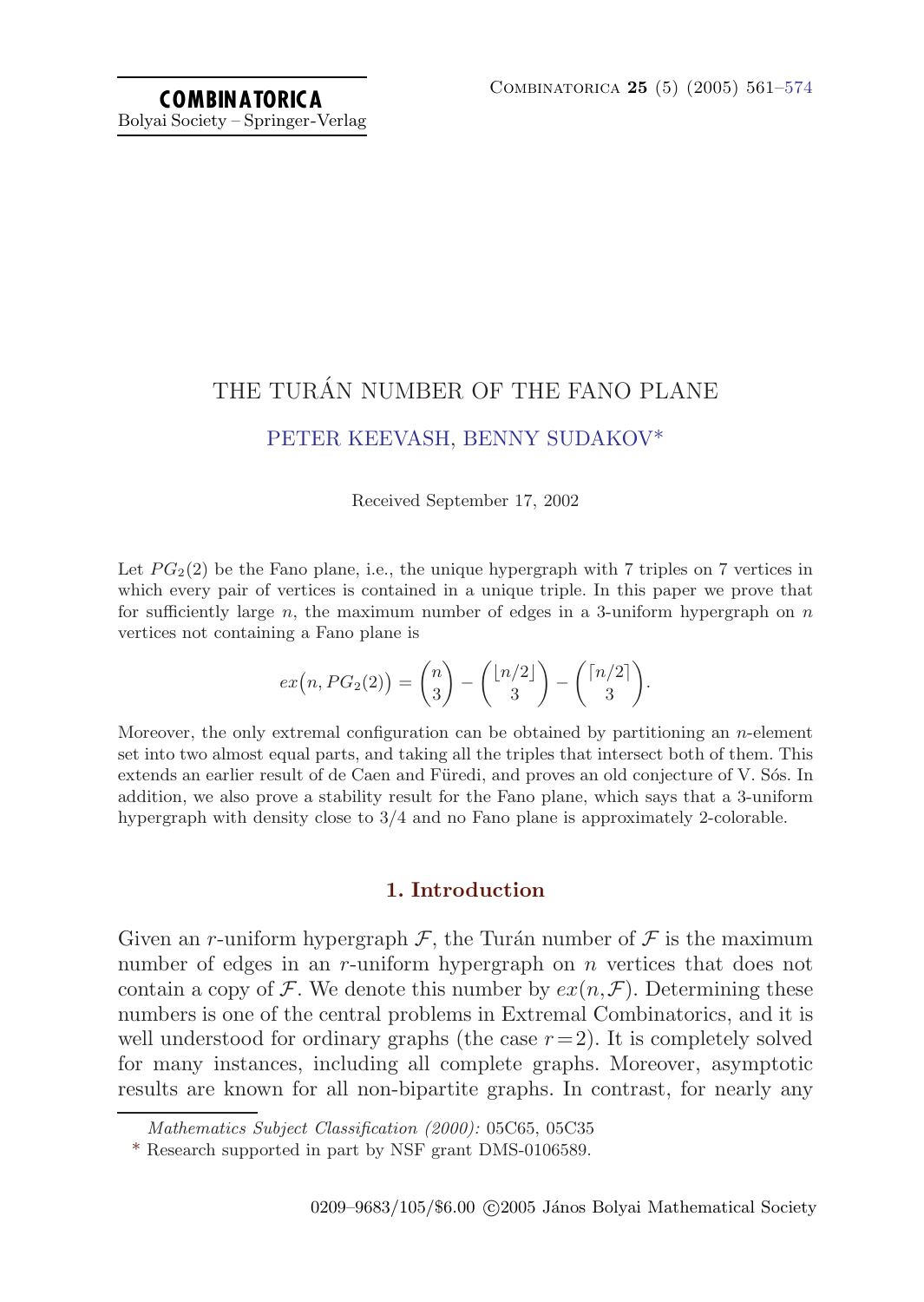# THE TURÁN NUMBER OF THE FANO PLANE

PETER KEEVASH, BENNY SUDAKOV*

Received September 17, 2002

Let $PG_2(2)$ be the Fano plane, i.e., the unique hypergraph with 7 triples on 7 vertices in which every pair of vertices is contained in a unique triple. In this paper we prove that for sufficiently large $n$, the maximum number of edges in a 3-uniform hypergraph on $n$ vertices not containing a Fano plane is

$$ex\big(n, PG_2(2)\big) = \binom{n}{3} - \binom{\lfloor n/2 \rfloor}{3} - \binom{\lceil n/2 \rceil}{3}.$$

Moreover, the only extremal configuration can be obtained by partitioning an $n$-element set into two almost equal parts, and taking all the triples that intersect both of them. This extends an earlier result of de Caen and Füredi, and proves an old conjecture of V. Sós. In addition, we also prove a stability result for the Fano plane, which says that a 3-uniform hypergraph with density close to 3/4 and no Fano plane is approximately 2-colorable.

## 1. Introduction

Given an $r$-uniform hypergraph $\mathcal{F}$, the Turán number of $\mathcal{F}$ is the maximum number of edges in an $r$-uniform hypergraph on $n$ vertices that does not contain a copy of $\mathcal{F}$. We denote this number by $ex(n, \mathcal{F})$. Determining these numbers is one of the central problems in Extremal Combinatorics, and it is well understood for ordinary graphs (the case $r=2$). It is completely solved for many instances, including all complete graphs. Moreover, asymptotic results are known for all non-bipartite graphs. In contrast, for nearly any

---

*Mathematics Subject Classification (2000):* 05C65, 05C35

\* Research supported in part by NSF grant DMS-0106589.

0209–9683/105/$6.00 ©2005 János Bolyai Mathematical Society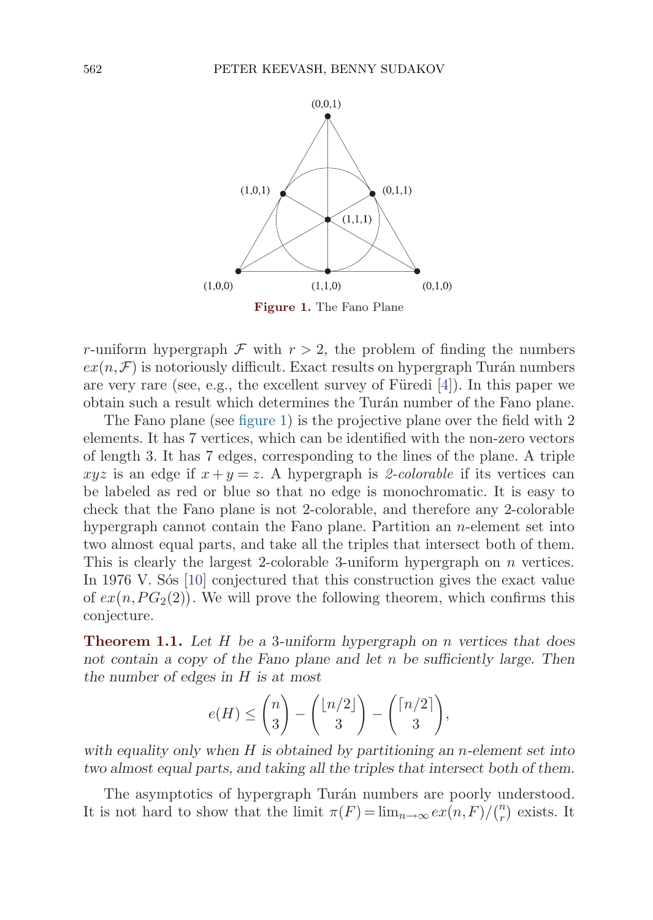**Figure 1.** The Fano Plane

$r$-uniform hypergraph $\mathcal{F}$ with $r > 2$, the problem of finding the numbers $ex(n, \mathcal{F})$ is notoriously difficult. Exact results on hypergraph Turán numbers are very rare (see, e.g., the excellent survey of Füredi [4]). In this paper we obtain such a result which determines the Turán number of the Fano plane.

The Fano plane (see figure 1) is the projective plane over the field with 2 elements. It has 7 vertices, which can be identified with the non-zero vectors of length 3. It has 7 edges, corresponding to the lines of the plane. A triple $xyz$ is an edge if $x+y=z$. A hypergraph is *2-colorable* if its vertices can be labeled as red or blue so that no edge is monochromatic. It is easy to check that the Fano plane is not 2-colorable, and therefore any 2-colorable hypergraph cannot contain the Fano plane. Partition an $n$-element set into two almost equal parts, and take all the triples that intersect both of them. This is clearly the largest 2-colorable 3-uniform hypergraph on $n$ vertices. In 1976 V. Sós [10] conjectured that this construction gives the exact value of $ex(n, PG_2(2))$. We will prove the following theorem, which confirms this conjecture.

**Theorem 1.1.** *Let $H$ be a 3-uniform hypergraph on $n$ vertices that does not contain a copy of the Fano plane and let $n$ be sufficiently large. Then the number of edges in $H$ is at most*

$$e(H) \le \binom{n}{3} - \binom{\lfloor n/2 \rfloor}{3} - \binom{\lceil n/2 \rceil}{3},$$

*with equality only when $H$ is obtained by partitioning an $n$-element set into two almost equal parts, and taking all the triples that intersect both of them.*

The asymptotics of hypergraph Turán numbers are poorly understood. It is not hard to show that the limit $\pi(F) = \lim_{n\to\infty} ex(n,F)/\binom{n}{r}$ exists. It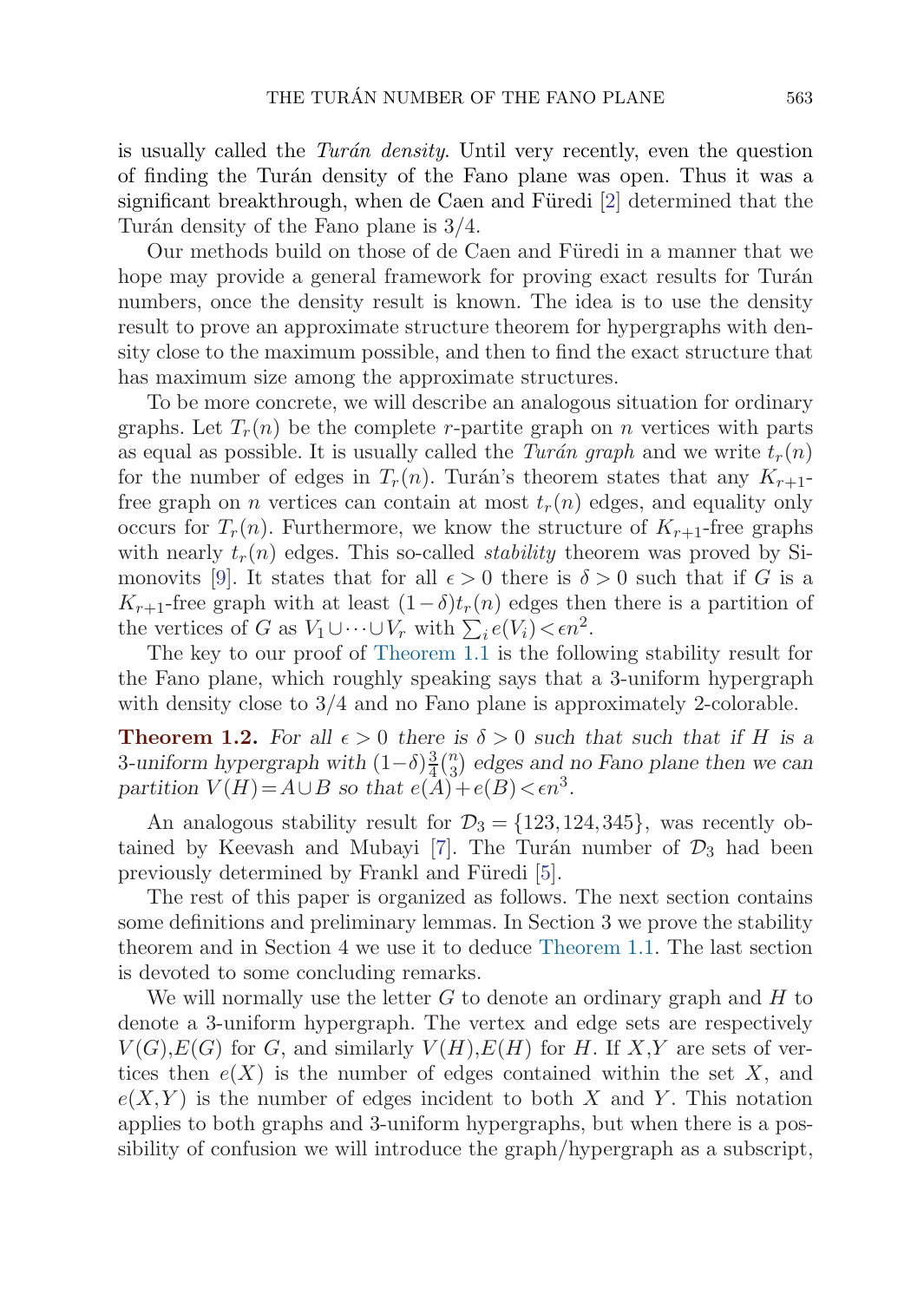is usually called the *Turán density*. Until very recently, even the question of finding the Turán density of the Fano plane was open. Thus it was a significant breakthrough, when de Caen and Füredi [2] determined that the Turán density of the Fano plane is $3/4$.

Our methods build on those of de Caen and Füredi in a manner that we hope may provide a general framework for proving exact results for Turán numbers, once the density result is known. The idea is to use the density result to prove an approximate structure theorem for hypergraphs with density close to the maximum possible, and then to find the exact structure that has maximum size among the approximate structures.

To be more concrete, we will describe an analogous situation for ordinary graphs. Let $T_r(n)$ be the complete $r$-partite graph on $n$ vertices with parts as equal as possible. It is usually called the *Turán graph* and we write $t_r(n)$ for the number of edges in $T_r(n)$. Turán's theorem states that any $K_{r+1}$-free graph on $n$ vertices can contain at most $t_r(n)$ edges, and equality only occurs for $T_r(n)$. Furthermore, we know the structure of $K_{r+1}$-free graphs with nearly $t_r(n)$ edges. This so-called *stability* theorem was proved by Simonovits [9]. It states that for all $\epsilon > 0$ there is $\delta > 0$ such that if $G$ is a $K_{r+1}$-free graph with at least $(1-\delta)t_r(n)$ edges then there is a partition of the vertices of $G$ as $V_1 \cup \cdots \cup V_r$ with $\sum_i e(V_i) < \epsilon n^2$.

The key to our proof of Theorem 1.1 is the following stability result for the Fano plane, which roughly speaking says that a 3-uniform hypergraph with density close to $3/4$ and no Fano plane is approximately 2-colorable.

**Theorem 1.2.** *For all $\epsilon > 0$ there is $\delta > 0$ such that such that if $H$ is a 3-uniform hypergraph with $(1-\delta)\frac{3}{4}\binom{n}{3}$ edges and no Fano plane then we can partition $V(H) = A \cup B$ so that $e(A) + e(B) < \epsilon n^3$.*

An analogous stability result for $\mathcal{D}_3 = \{123, 124, 345\}$, was recently obtained by Keevash and Mubayi [7]. The Turán number of $\mathcal{D}_3$ had been previously determined by Frankl and Füredi [5].

The rest of this paper is organized as follows. The next section contains some definitions and preliminary lemmas. In Section 3 we prove the stability theorem and in Section 4 we use it to deduce Theorem 1.1. The last section is devoted to some concluding remarks.

We will normally use the letter $G$ to denote an ordinary graph and $H$ to denote a 3-uniform hypergraph. The vertex and edge sets are respectively $V(G), E(G)$ for $G$, and similarly $V(H), E(H)$ for $H$. If $X, Y$ are sets of vertices then $e(X)$ is the number of edges contained within the set $X$, and $e(X,Y)$ is the number of edges incident to both $X$ and $Y$. This notation applies to both graphs and 3-uniform hypergraphs, but when there is a possibility of confusion we will introduce the graph/hypergraph as a subscript,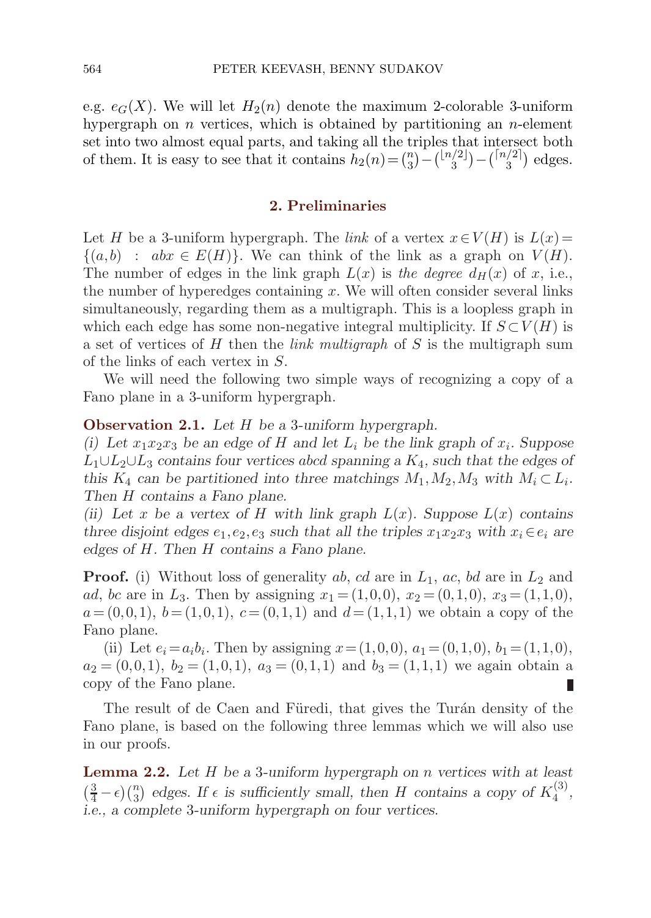e.g. $e_G(X)$. We will let $H_2(n)$ denote the maximum 2-colorable 3-uniform hypergraph on $n$ vertices, which is obtained by partitioning an $n$-element set into two almost equal parts, and taking all the triples that intersect both of them. It is easy to see that it contains $h_2(n) = \binom{n}{3} - \binom{\lfloor n/2 \rfloor}{3} - \binom{\lceil n/2 \rceil}{3}$ edges.

## 2. Preliminaries

Let $H$ be a 3-uniform hypergraph. The *link* of a vertex $x \in V(H)$ is $L(x) = \{(a,b) \ : \ abx \in E(H)\}$. We can think of the link as a graph on $V(H)$. The number of edges in the link graph $L(x)$ is *the degree* $d_H(x)$ of $x$, i.e., the number of hyperedges containing $x$. We will often consider several links simultaneously, regarding them as a multigraph. This is a loopless graph in which each edge has some non-negative integral multiplicity. If $S \subset V(H)$ is a set of vertices of $H$ then the *link multigraph* of $S$ is the multigraph sum of the links of each vertex in $S$.

We will need the following two simple ways of recognizing a copy of a Fano plane in a 3-uniform hypergraph.

**Observation 2.1.** *Let $H$ be a 3-uniform hypergraph.*
*(i) Let $x_1x_2x_3$ be an edge of $H$ and let $L_i$ be the link graph of $x_i$. Suppose $L_1 \cup L_2 \cup L_3$ contains four vertices $abcd$ spanning a $K_4$, such that the edges of this $K_4$ can be partitioned into three matchings $M_1, M_2, M_3$ with $M_i \subset L_i$. Then $H$ contains a Fano plane.*
*(ii) Let $x$ be a vertex of $H$ with link graph $L(x)$. Suppose $L(x)$ contains three disjoint edges $e_1, e_2, e_3$ such that all the triples $x_1x_2x_3$ with $x_i \in e_i$ are edges of $H$. Then $H$ contains a Fano plane.*

**Proof.** (i) Without loss of generality $ab$, $cd$ are in $L_1$, $ac$, $bd$ are in $L_2$ and $ad$, $bc$ are in $L_3$. Then by assigning $x_1 = (1,0,0)$, $x_2 = (0,1,0)$, $x_3 = (1,1,0)$, $a = (0,0,1)$, $b = (1,0,1)$, $c = (0,1,1)$ and $d = (1,1,1)$ we obtain a copy of the Fano plane.

(ii) Let $e_i = a_ib_i$. Then by assigning $x = (1,0,0)$, $a_1 = (0,1,0)$, $b_1 = (1,1,0)$, $a_2 = (0,0,1)$, $b_2 = (1,0,1)$, $a_3 = (0,1,1)$ and $b_3 = (1,1,1)$ we again obtain a copy of the Fano plane. ∎

The result of de Caen and Füredi, that gives the Turán density of the Fano plane, is based on the following three lemmas which we will also use in our proofs.

**Lemma 2.2.** *Let $H$ be a 3-uniform hypergraph on $n$ vertices with at least $\left(\frac{3}{4} - \epsilon\right)\binom{n}{3}$ edges. If $\epsilon$ is sufficiently small, then $H$ contains a copy of $K_4^{(3)}$, i.e., a complete 3-uniform hypergraph on four vertices.*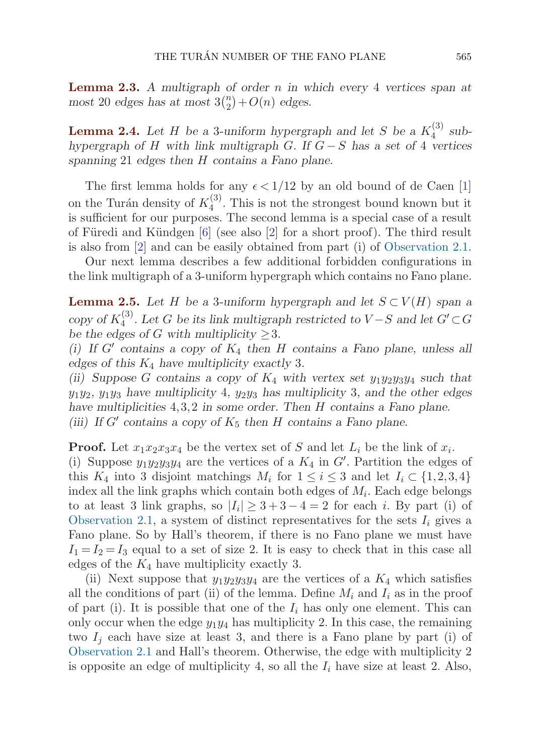**Lemma 2.3.** *A multigraph of order $n$ in which every 4 vertices span at most 20 edges has at most $3\binom{n}{2}+O(n)$ edges.*

**Lemma 2.4.** *Let $H$ be a 3-uniform hypergraph and let $S$ be a $K_4^{(3)}$ subhypergraph of $H$ with link multigraph $G$. If $G-S$ has a set of 4 vertices spanning 21 edges then $H$ contains a Fano plane.*

The first lemma holds for any $\epsilon < 1/12$ by an old bound of de Caen [1] on the Turán density of $K_4^{(3)}$. This is not the strongest bound known but it is sufficient for our purposes. The second lemma is a special case of a result of Füredi and Kündgen [6] (see also [2] for a short proof). The third result is also from [2] and can be easily obtained from part (i) of Observation 2.1.

Our next lemma describes a few additional forbidden configurations in the link multigraph of a 3-uniform hypergraph which contains no Fano plane.

**Lemma 2.5.** *Let $H$ be a 3-uniform hypergraph and let $S \subset V(H)$ span a copy of $K_4^{(3)}$. Let $G$ be its link multigraph restricted to $V-S$ and let $G' \subset G$ be the edges of $G$ with multiplicity $\geq 3$.*
*(i) If $G'$ contains a copy of $K_4$ then $H$ contains a Fano plane, unless all edges of this $K_4$ have multiplicity exactly 3.*
*(ii) Suppose $G$ contains a copy of $K_4$ with vertex set $y_1y_2y_3y_4$ such that $y_1y_2$, $y_1y_3$ have multiplicity 4, $y_2y_3$ has multiplicity 3, and the other edges have multiplicities $4,3,2$ in some order. Then $H$ contains a Fano plane.*
*(iii) If $G'$ contains a copy of $K_5$ then $H$ contains a Fano plane.*

**Proof.** Let $x_1x_2x_3x_4$ be the vertex set of $S$ and let $L_i$ be the link of $x_i$.
(i) Suppose $y_1y_2y_3y_4$ are the vertices of a $K_4$ in $G'$. Partition the edges of this $K_4$ into 3 disjoint matchings $M_i$ for $1 \leq i \leq 3$ and let $I_i \subset \{1,2,3,4\}$ index all the link graphs which contain both edges of $M_i$. Each edge belongs to at least 3 link graphs, so $|I_i| \geq 3+3-4 = 2$ for each $i$. By part (i) of Observation 2.1, a system of distinct representatives for the sets $I_i$ gives a Fano plane. So by Hall's theorem, if there is no Fano plane we must have $I_1 = I_2 = I_3$ equal to a set of size 2. It is easy to check that in this case all edges of the $K_4$ have multiplicity exactly 3.

(ii) Next suppose that $y_1y_2y_3y_4$ are the vertices of a $K_4$ which satisfies all the conditions of part (ii) of the lemma. Define $M_i$ and $I_i$ as in the proof of part (i). It is possible that one of the $I_i$ has only one element. This can only occur when the edge $y_1y_4$ has multiplicity 2. In this case, the remaining two $I_j$ each have size at least 3, and there is a Fano plane by part (i) of Observation 2.1 and Hall's theorem. Otherwise, the edge with multiplicity 2 is opposite an edge of multiplicity 4, so all the $I_i$ have size at least 2. Also,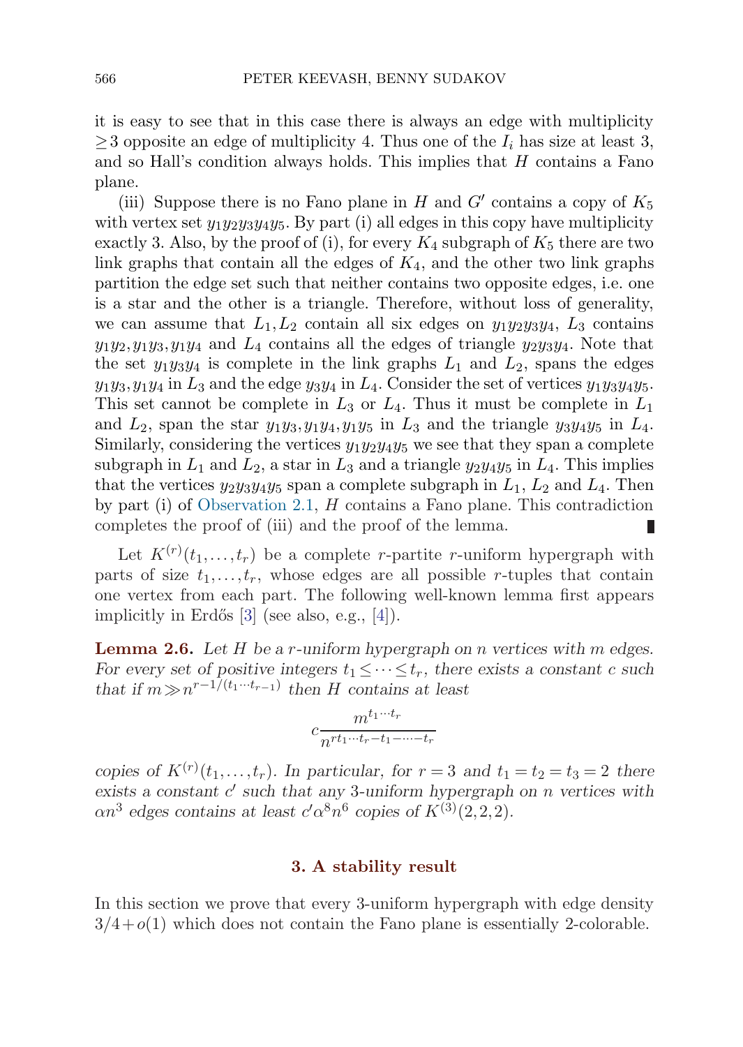it is easy to see that in this case there is always an edge with multiplicity $\geq 3$ opposite an edge of multiplicity 4. Thus one of the $I_i$ has size at least 3, and so Hall's condition always holds. This implies that $H$ contains a Fano plane.

(iii) Suppose there is no Fano plane in $H$ and $G'$ contains a copy of $K_5$ with vertex set $y_1y_2y_3y_4y_5$. By part (i) all edges in this copy have multiplicity exactly 3. Also, by the proof of (i), for every $K_4$ subgraph of $K_5$ there are two link graphs that contain all the edges of $K_4$, and the other two link graphs partition the edge set such that neither contains two opposite edges, i.e. one is a star and the other is a triangle. Therefore, without loss of generality, we can assume that $L_1, L_2$ contain all six edges on $y_1y_2y_3y_4$, $L_3$ contains $y_1y_2, y_1y_3, y_1y_4$ and $L_4$ contains all the edges of triangle $y_2y_3y_4$. Note that the set $y_1y_3y_4$ is complete in the link graphs $L_1$ and $L_2$, spans the edges $y_1y_3, y_1y_4$ in $L_3$ and the edge $y_3y_4$ in $L_4$. Consider the set of vertices $y_1y_3y_4y_5$. This set cannot be complete in $L_3$ or $L_4$. Thus it must be complete in $L_1$ and $L_2$, span the star $y_1y_3, y_1y_4, y_1y_5$ in $L_3$ and the triangle $y_3y_4y_5$ in $L_4$. Similarly, considering the vertices $y_1y_2y_4y_5$ we see that they span a complete subgraph in $L_1$ and $L_2$, a star in $L_3$ and a triangle $y_2y_4y_5$ in $L_4$. This implies that the vertices $y_2y_3y_4y_5$ span a complete subgraph in $L_1$, $L_2$ and $L_4$. Then by part (i) of Observation 2.1, $H$ contains a Fano plane. This contradiction completes the proof of (iii) and the proof of the lemma. ∎

Let $K^{(r)}(t_1, \ldots, t_r)$ be a complete $r$-partite $r$-uniform hypergraph with parts of size $t_1, \ldots, t_r$, whose edges are all possible $r$-tuples that contain one vertex from each part. The following well-known lemma first appears implicitly in Erdős [3] (see also, e.g., [4]).

**Lemma 2.6.** *Let $H$ be a $r$-uniform hypergraph on $n$ vertices with $m$ edges. For every set of positive integers $t_1 \leq \cdots \leq t_r$, there exists a constant $c$ such that if $m \gg n^{r-1/(t_1 \cdots t_{r-1})}$ then $H$ contains at least*

$$c \frac{m^{t_1 \cdots t_r}}{n^{rt_1 \cdots t_r - t_1 - \cdots - t_r}}$$

*copies of $K^{(r)}(t_1, \ldots, t_r)$. In particular, for $r = 3$ and $t_1 = t_2 = t_3 = 2$ there exists a constant $c'$ such that any 3-uniform hypergraph on $n$ vertices with $\alpha n^3$ edges contains at least $c' \alpha^8 n^6$ copies of $K^{(3)}(2,2,2)$.*

## 3. A stability result

In this section we prove that every 3-uniform hypergraph with edge density $3/4 + o(1)$ which does not contain the Fano plane is essentially 2-colorable.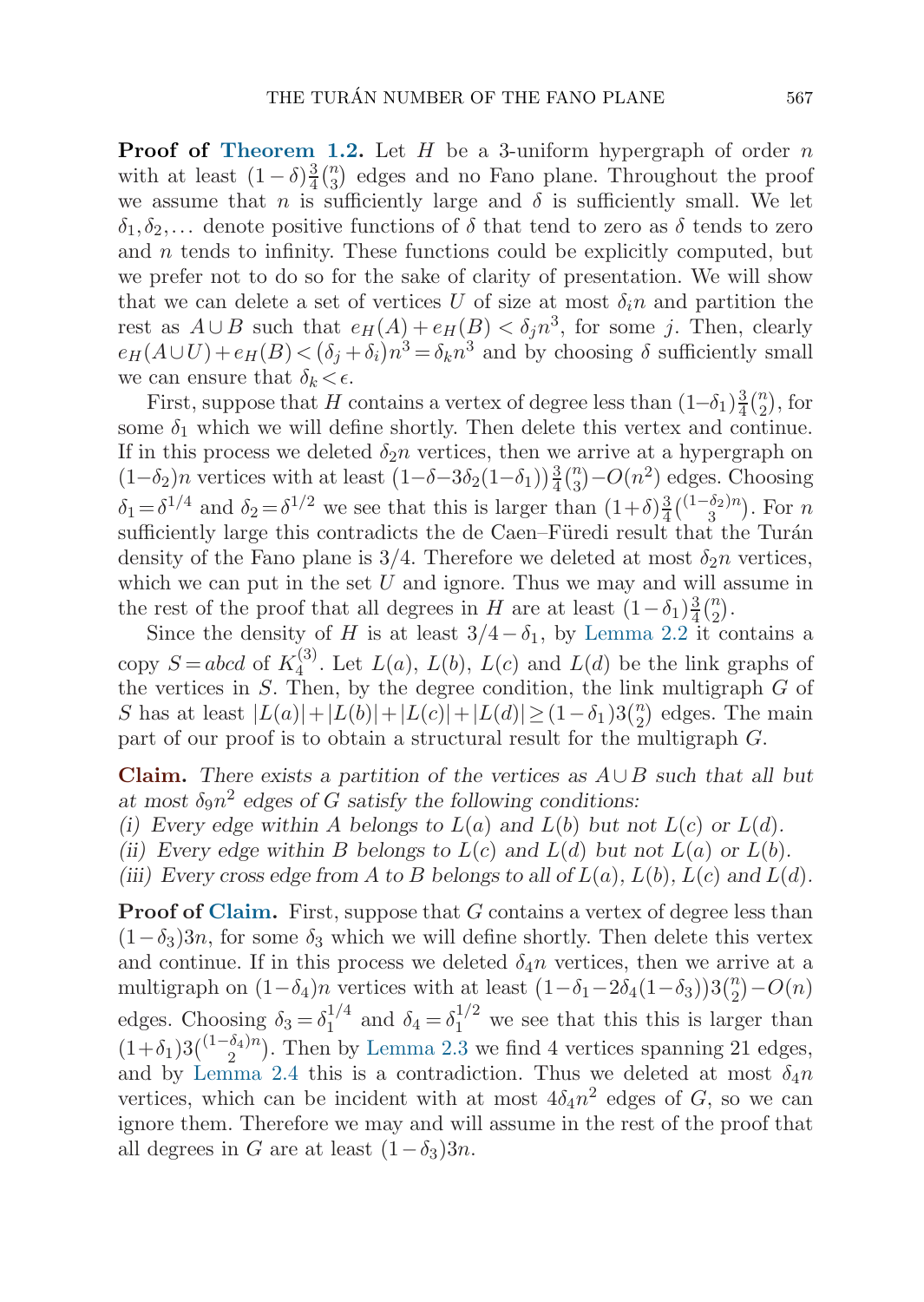**Proof of Theorem 1.2.** Let $H$ be a 3-uniform hypergraph of order $n$ with at least $(1-\delta)\frac{3}{4}\binom{n}{3}$ edges and no Fano plane. Throughout the proof we assume that $n$ is sufficiently large and $\delta$ is sufficiently small. We let $\delta_1, \delta_2, \dots$ denote positive functions of $\delta$ that tend to zero as $\delta$ tends to zero and $n$ tends to infinity. These functions could be explicitly computed, but we prefer not to do so for the sake of clarity of presentation. We will show that we can delete a set of vertices $U$ of size at most $\delta_i n$ and partition the rest as $A \cup B$ such that $e_H(A) + e_H(B) < \delta_j n^3$, for some $j$. Then, clearly $e_H(A \cup U) + e_H(B) < (\delta_j + \delta_i) n^3 = \delta_k n^3$ and by choosing $\delta$ sufficiently small we can ensure that $\delta_k < \epsilon$.

First, suppose that $H$ contains a vertex of degree less than $(1-\delta_1)\frac{3}{4}\binom{n}{2}$, for some $\delta_1$ which we will define shortly. Then delete this vertex and continue. If in this process we deleted $\delta_2 n$ vertices, then we arrive at a hypergraph on $(1-\delta_2)n$ vertices with at least $(1-\delta-3\delta_2(1-\delta_1))\frac{3}{4}\binom{n}{3} - O(n^2)$ edges. Choosing $\delta_1 = \delta^{1/4}$ and $\delta_2 = \delta^{1/2}$ we see that this is larger than $(1+\delta)\frac{3}{4}\binom{(1-\delta_2)n}{3}$. For $n$ sufficiently large this contradicts the de Caen–Füredi result that the Turán density of the Fano plane is $3/4$. Therefore we deleted at most $\delta_2 n$ vertices, which we can put in the set $U$ and ignore. Thus we may and will assume in the rest of the proof that all degrees in $H$ are at least $(1-\delta_1)\frac{3}{4}\binom{n}{2}$.

Since the density of $H$ is at least $3/4 - \delta_1$, by Lemma 2.2 it contains a copy $S = abcd$ of $K_4^{(3)}$. Let $L(a)$, $L(b)$, $L(c)$ and $L(d)$ be the link graphs of the vertices in $S$. Then, by the degree condition, the link multigraph $G$ of $S$ has at least $|L(a)| + |L(b)| + |L(c)| + |L(d)| \geq (1-\delta_1)3\binom{n}{2}$ edges. The main part of our proof is to obtain a structural result for the multigraph $G$.

**Claim.** *There exists a partition of the vertices as $A \cup B$ such that all but at most $\delta_9 n^2$ edges of $G$ satisfy the following conditions:*
*(i) Every edge within $A$ belongs to $L(a)$ and $L(b)$ but not $L(c)$ or $L(d)$.*
*(ii) Every edge within $B$ belongs to $L(c)$ and $L(d)$ but not $L(a)$ or $L(b)$.*
*(iii) Every cross edge from $A$ to $B$ belongs to all of $L(a)$, $L(b)$, $L(c)$ and $L(d)$.*

**Proof of Claim.** First, suppose that $G$ contains a vertex of degree less than $(1-\delta_3)3n$, for some $\delta_3$ which we will define shortly. Then delete this vertex and continue. If in this process we deleted $\delta_4 n$ vertices, then we arrive at a multigraph on $(1-\delta_4)n$ vertices with at least $(1-\delta_1-2\delta_4(1-\delta_3))3\binom{n}{2} - O(n)$ edges. Choosing $\delta_3 = \delta_1^{1/4}$ and $\delta_4 = \delta_1^{1/2}$ we see that this this is larger than $(1+\delta_1)3\binom{(1-\delta_4)n}{2}$. Then by Lemma 2.3 we find 4 vertices spanning 21 edges, and by Lemma 2.4 this is a contradiction. Thus we deleted at most $\delta_4 n$ vertices, which can be incident with at most $4\delta_4 n^2$ edges of $G$, so we can ignore them. Therefore we may and will assume in the rest of the proof that all degrees in $G$ are at least $(1-\delta_3)3n$.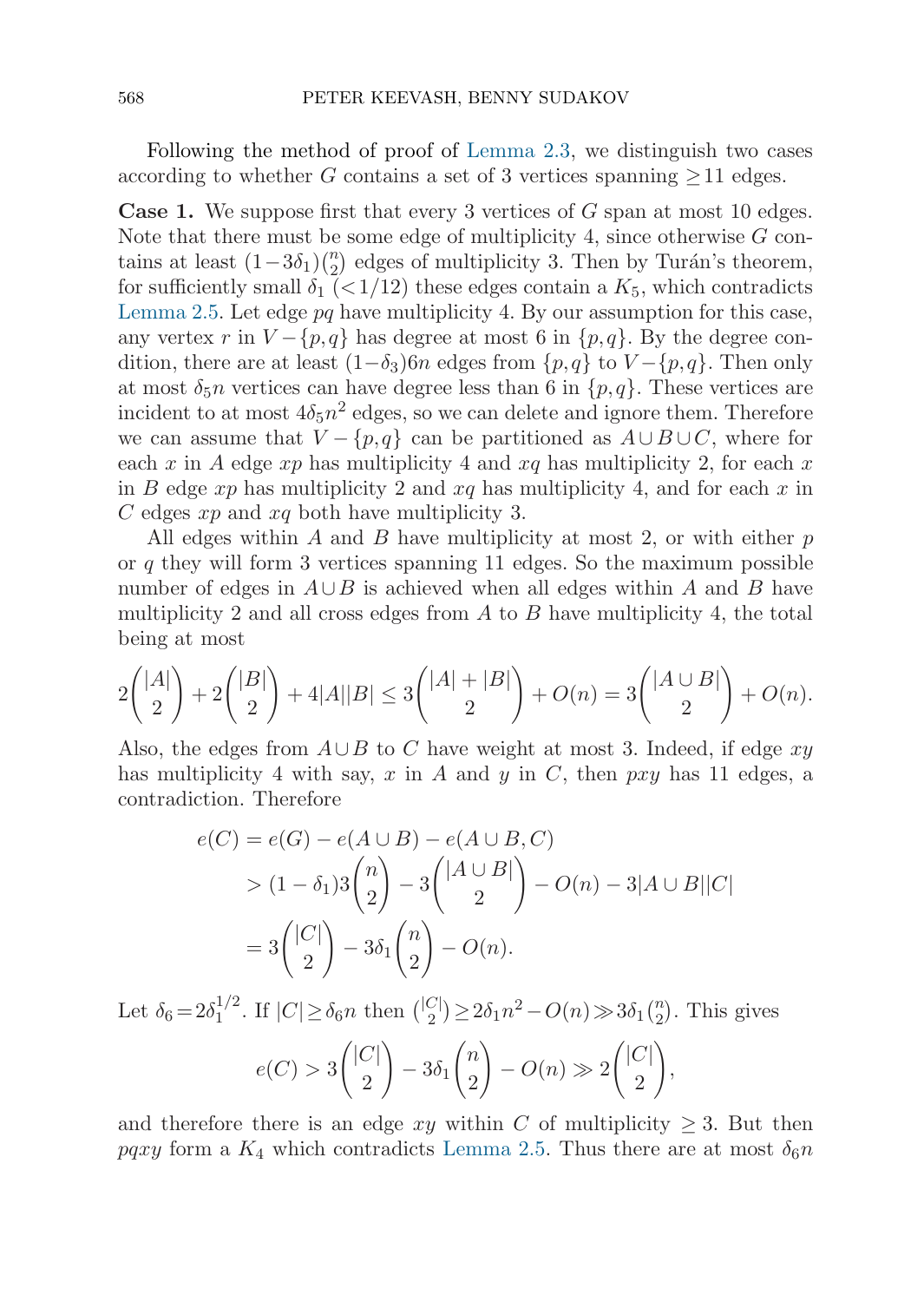Following the method of proof of Lemma 2.3, we distinguish two cases according to whether $G$ contains a set of 3 vertices spanning $\geq 11$ edges.

**Case 1.** We suppose first that every 3 vertices of $G$ span at most 10 edges. Note that there must be some edge of multiplicity 4, since otherwise $G$ contains at least $(1-3\delta_1)\binom{n}{2}$ edges of multiplicity 3. Then by Turán's theorem, for sufficiently small $\delta_1$ $(<1/12)$ these edges contain a $K_5$, which contradicts Lemma 2.5. Let edge $pq$ have multiplicity 4. By our assumption for this case, any vertex $r$ in $V-\{p,q\}$ has degree at most 6 in $\{p,q\}$. By the degree condition, there are at least $(1-\delta_3)6n$ edges from $\{p,q\}$ to $V-\{p,q\}$. Then only at most $\delta_5 n$ vertices can have degree less than 6 in $\{p,q\}$. These vertices are incident to at most $4\delta_5 n^2$ edges, so we can delete and ignore them. Therefore we can assume that $V-\{p,q\}$ can be partitioned as $A \cup B \cup C$, where for each $x$ in $A$ edge $xp$ has multiplicity 4 and $xq$ has multiplicity 2, for each $x$ in $B$ edge $xp$ has multiplicity 2 and $xq$ has multiplicity 4, and for each $x$ in $C$ edges $xp$ and $xq$ both have multiplicity 3.

All edges within $A$ and $B$ have multiplicity at most 2, or with either $p$ or $q$ they will form 3 vertices spanning 11 edges. So the maximum possible number of edges in $A \cup B$ is achieved when all edges within $A$ and $B$ have multiplicity 2 and all cross edges from $A$ to $B$ have multiplicity 4, the total being at most

$$2\binom{|A|}{2} + 2\binom{|B|}{2} + 4|A||B| \leq 3\binom{|A|+|B|}{2} + O(n) = 3\binom{|A \cup B|}{2} + O(n).$$

Also, the edges from $A \cup B$ to $C$ have weight at most 3. Indeed, if edge $xy$ has multiplicity 4 with say, $x$ in $A$ and $y$ in $C$, then $pxy$ has 11 edges, a contradiction. Therefore

$$\begin{aligned}
e(C) &= e(G) - e(A \cup B) - e(A \cup B, C) \\
&> (1-\delta_1)3\binom{n}{2} - 3\binom{|A \cup B|}{2} - O(n) - 3|A \cup B||C| \\
&= 3\binom{|C|}{2} - 3\delta_1\binom{n}{2} - O(n).
\end{aligned}$$

Let $\delta_6 = 2\delta_1^{1/2}$. If $|C| \geq \delta_6 n$ then $\binom{|C|}{2} \geq 2\delta_1 n^2 - O(n) \gg 3\delta_1\binom{n}{2}$. This gives

$$e(C) > 3\binom{|C|}{2} - 3\delta_1\binom{n}{2} - O(n) \gg 2\binom{|C|}{2},$$

and therefore there is an edge $xy$ within $C$ of multiplicity $\geq 3$. But then $pqxy$ form a $K_4$ which contradicts Lemma 2.5. Thus there are at most $\delta_6 n$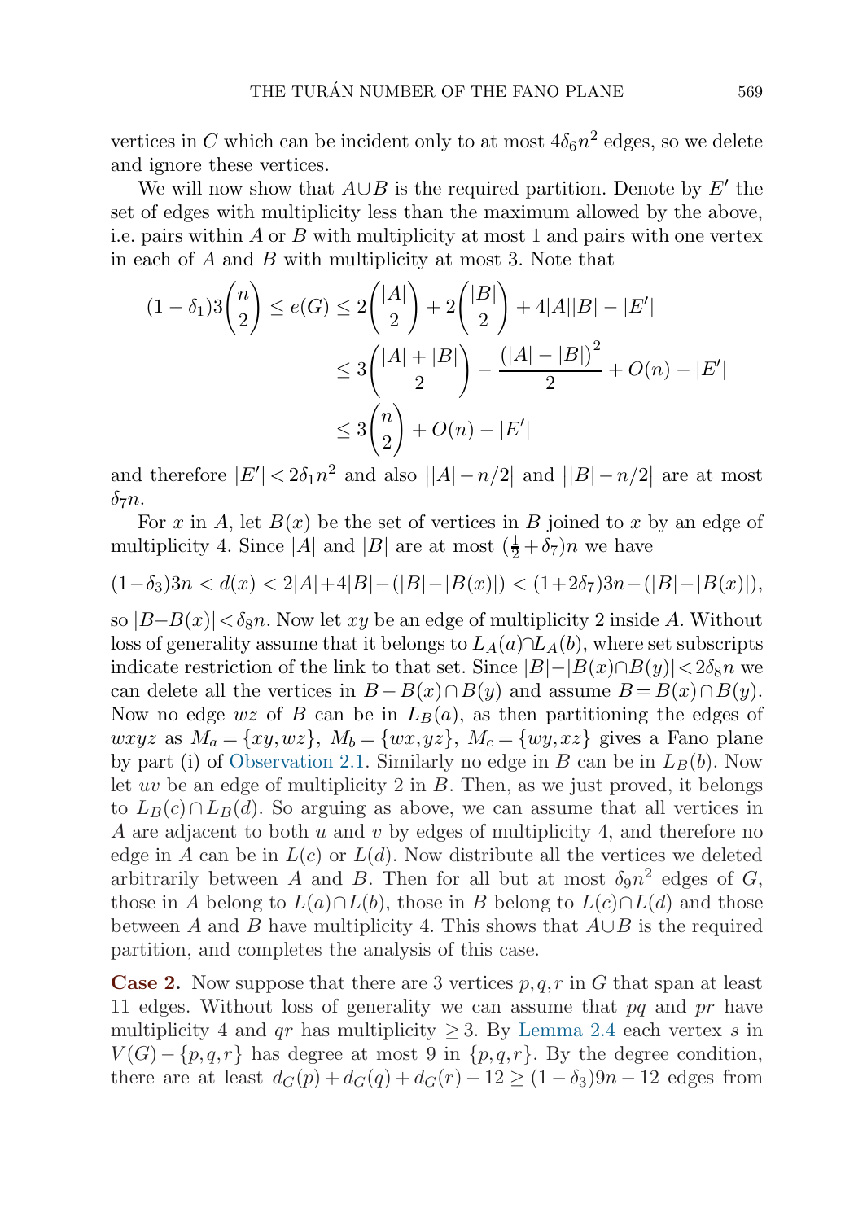vertices in $C$ which can be incident only to at most $4\delta_6 n^2$ edges, so we delete and ignore these vertices.

We will now show that $A \cup B$ is the required partition. Denote by $E'$ the set of edges with multiplicity less than the maximum allowed by the above, i.e. pairs within $A$ or $B$ with multiplicity at most 1 and pairs with one vertex in each of $A$ and $B$ with multiplicity at most 3. Note that

$$
\begin{aligned}
(1-\delta_1)3\binom{n}{2} \le e(G) &\le 2\binom{|A|}{2} + 2\binom{|B|}{2} + 4|A||B| - |E'| \\
&\le 3\binom{|A|+|B|}{2} - \frac{\left(|A|-|B|\right)^2}{2} + O(n) - |E'| \\
&\le 3\binom{n}{2} + O(n) - |E'|
\end{aligned}
$$

and therefore $|E'| < 2\delta_1 n^2$ and also $||A| - n/2|$ and $||B| - n/2|$ are at most $\delta_7 n$.

For $x$ in $A$, let $B(x)$ be the set of vertices in $B$ joined to $x$ by an edge of multiplicity 4. Since $|A|$ and $|B|$ are at most $(\frac{1}{2}+\delta_7)n$ we have

$$
(1-\delta_3)3n < d(x) < 2|A| + 4|B| - (|B| - |B(x)|) < (1+2\delta_7)3n - (|B| - |B(x)|),
$$

so $|B - B(x)| < \delta_8 n$. Now let $xy$ be an edge of multiplicity 2 inside $A$. Without loss of generality assume that it belongs to $L_A(a) \cap L_A(b)$, where set subscripts indicate restriction of the link to that set. Since $|B| - |B(x) \cap B(y)| < 2\delta_8 n$ we can delete all the vertices in $B - B(x) \cap B(y)$ and assume $B = B(x) \cap B(y)$. Now no edge $wz$ of $B$ can be in $L_B(a)$, as then partitioning the edges of $wxyz$ as $M_a = \{xy, wz\}$, $M_b = \{wx, yz\}$, $M_c = \{wy, xz\}$ gives a Fano plane by part (i) of Observation 2.1. Similarly no edge in $B$ can be in $L_B(b)$. Now let $uv$ be an edge of multiplicity 2 in $B$. Then, as we just proved, it belongs to $L_B(c) \cap L_B(d)$. So arguing as above, we can assume that all vertices in $A$ are adjacent to both $u$ and $v$ by edges of multiplicity 4, and therefore no edge in $A$ can be in $L(c)$ or $L(d)$. Now distribute all the vertices we deleted arbitrarily between $A$ and $B$. Then for all but at most $\delta_9 n^2$ edges of $G$, those in $A$ belong to $L(a) \cap L(b)$, those in $B$ belong to $L(c) \cap L(d)$ and those between $A$ and $B$ have multiplicity 4. This shows that $A \cup B$ is the required partition, and completes the analysis of this case.

**Case 2.** Now suppose that there are 3 vertices $p, q, r$ in $G$ that span at least 11 edges. Without loss of generality we can assume that $pq$ and $pr$ have multiplicity 4 and $qr$ has multiplicity $\ge 3$. By Lemma 2.4 each vertex $s$ in $V(G) - \{p, q, r\}$ has degree at most 9 in $\{p, q, r\}$. By the degree condition, there are at least $d_G(p) + d_G(q) + d_G(r) - 12 \ge (1-\delta_3)9n - 12$ edges from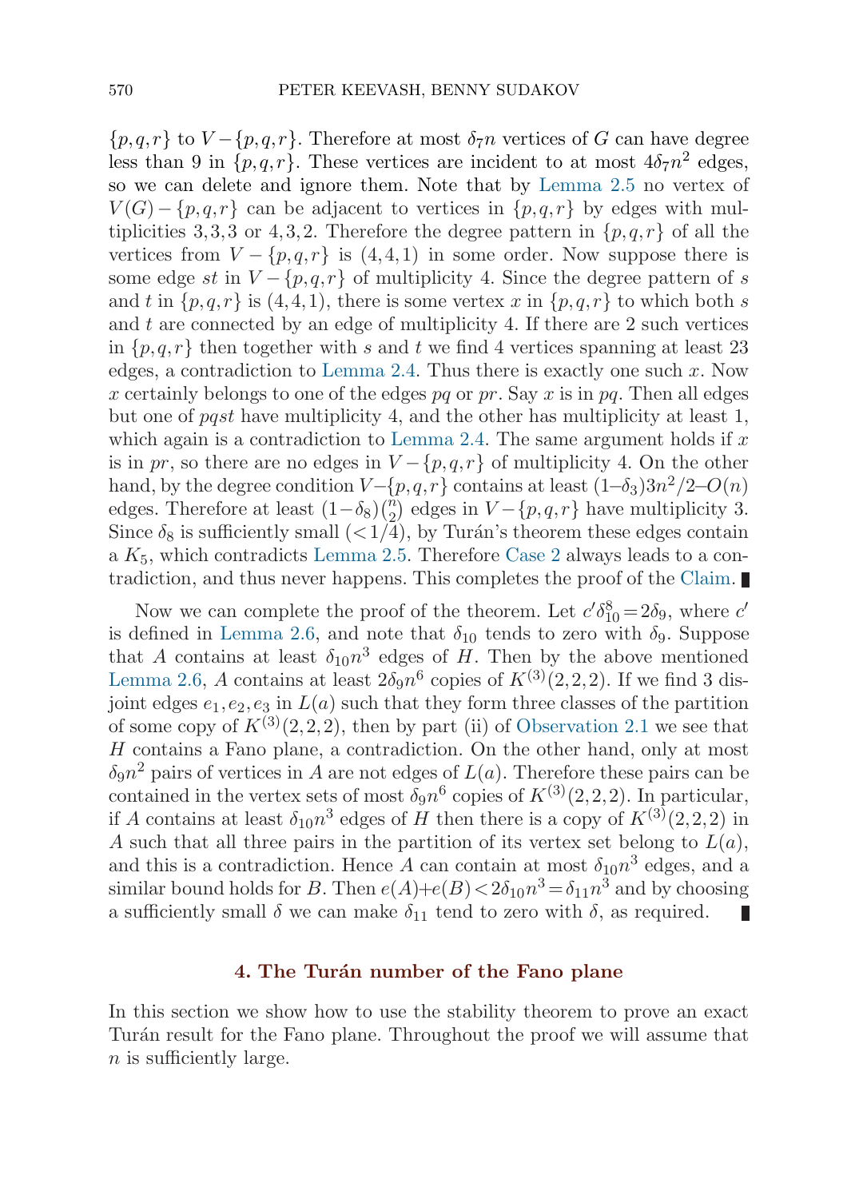$\{p,q,r\}$ to $V-\{p,q,r\}$. Therefore at most $\delta_7 n$ vertices of $G$ can have degree less than 9 in $\{p,q,r\}$. These vertices are incident to at most $4\delta_7 n^2$ edges, so we can delete and ignore them. Note that by Lemma 2.5 no vertex of $V(G)-\{p,q,r\}$ can be adjacent to vertices in $\{p,q,r\}$ by edges with multiplicities 3,3,3 or 4,3,2. Therefore the degree pattern in $\{p,q,r\}$ of all the vertices from $V-\{p,q,r\}$ is $(4,4,1)$ in some order. Now suppose there is some edge $st$ in $V-\{p,q,r\}$ of multiplicity 4. Since the degree pattern of $s$ and $t$ in $\{p,q,r\}$ is $(4,4,1)$, there is some vertex $x$ in $\{p,q,r\}$ to which both $s$ and $t$ are connected by an edge of multiplicity 4. If there are 2 such vertices in $\{p,q,r\}$ then together with $s$ and $t$ we find 4 vertices spanning at least 23 edges, a contradiction to Lemma 2.4. Thus there is exactly one such $x$. Now $x$ certainly belongs to one of the edges $pq$ or $pr$. Say $x$ is in $pq$. Then all edges but one of $pqst$ have multiplicity 4, and the other has multiplicity at least 1, which again is a contradiction to Lemma 2.4. The same argument holds if $x$ is in $pr$, so there are no edges in $V-\{p,q,r\}$ of multiplicity 4. On the other hand, by the degree condition $V-\{p,q,r\}$ contains at least $(1-\delta_3)3n^2/2-O(n)$ edges. Therefore at least $(1-\delta_8)\binom{n}{2}$ edges in $V-\{p,q,r\}$ have multiplicity 3. Since $\delta_8$ is sufficiently small ($<1/4$), by Turán's theorem these edges contain a $K_5$, which contradicts Lemma 2.5. Therefore Case 2 always leads to a contradiction, and thus never happens. This completes the proof of the Claim. ∎

Now we can complete the proof of the theorem. Let $c'\delta_{10}^8=2\delta_9$, where $c'$ is defined in Lemma 2.6, and note that $\delta_{10}$ tends to zero with $\delta_9$. Suppose that $A$ contains at least $\delta_{10}n^3$ edges of $H$. Then by the above mentioned Lemma 2.6, $A$ contains at least $2\delta_9 n^6$ copies of $K^{(3)}(2,2,2)$. If we find 3 disjoint edges $e_1,e_2,e_3$ in $L(a)$ such that they form three classes of the partition of some copy of $K^{(3)}(2,2,2)$, then by part (ii) of Observation 2.1 we see that $H$ contains a Fano plane, a contradiction. On the other hand, only at most $\delta_9 n^2$ pairs of vertices in $A$ are not edges of $L(a)$. Therefore these pairs can be contained in the vertex sets of most $\delta_9 n^6$ copies of $K^{(3)}(2,2,2)$. In particular, if $A$ contains at least $\delta_{10}n^3$ edges of $H$ then there is a copy of $K^{(3)}(2,2,2)$ in $A$ such that all three pairs in the partition of its vertex set belong to $L(a)$, and this is a contradiction. Hence $A$ can contain at most $\delta_{10}n^3$ edges, and a similar bound holds for $B$. Then $e(A)+e(B)<2\delta_{10}n^3=\delta_{11}n^3$ and by choosing a sufficiently small $\delta$ we can make $\delta_{11}$ tend to zero with $\delta$, as required. ∎

## 4. The Turán number of the Fano plane

In this section we show how to use the stability theorem to prove an exact Turán result for the Fano plane. Throughout the proof we will assume that $n$ is sufficiently large.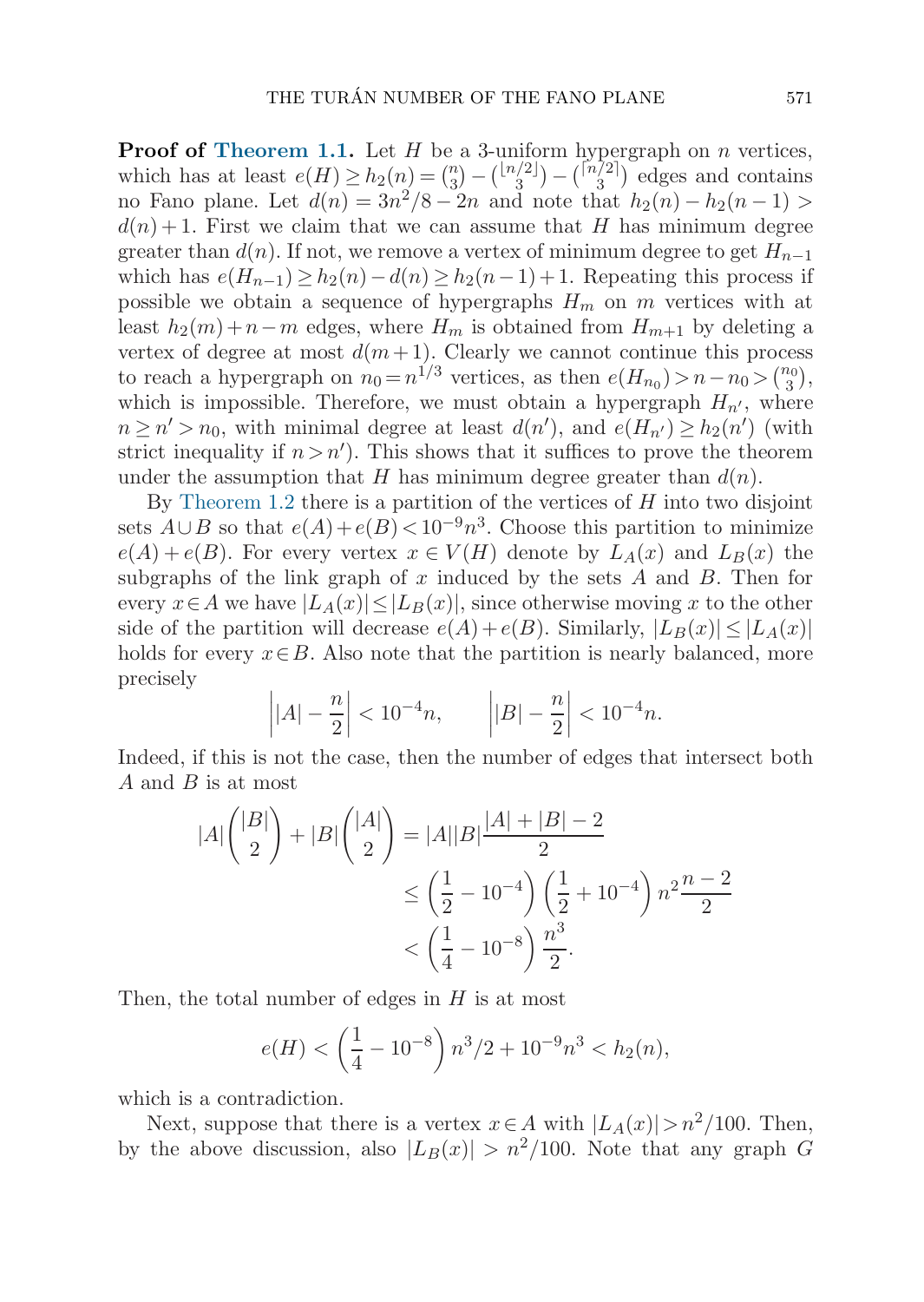**Proof of Theorem 1.1.** Let $H$ be a 3-uniform hypergraph on $n$ vertices, which has at least $e(H) \geq h_2(n) = \binom{n}{3} - \binom{\lfloor n/2 \rfloor}{3} - \binom{\lceil n/2 \rceil}{3}$ edges and contains no Fano plane. Let $d(n) = 3n^2/8 - 2n$ and note that $h_2(n) - h_2(n-1) > d(n) + 1$. First we claim that we can assume that $H$ has minimum degree greater than $d(n)$. If not, we remove a vertex of minimum degree to get $H_{n-1}$ which has $e(H_{n-1}) \geq h_2(n) - d(n) \geq h_2(n-1) + 1$. Repeating this process if possible we obtain a sequence of hypergraphs $H_m$ on $m$ vertices with at least $h_2(m) + n - m$ edges, where $H_m$ is obtained from $H_{m+1}$ by deleting a vertex of degree at most $d(m+1)$. Clearly we cannot continue this process to reach a hypergraph on $n_0 = n^{1/3}$ vertices, as then $e(H_{n_0}) > n - n_0 > \binom{n_0}{3}$, which is impossible. Therefore, we must obtain a hypergraph $H_{n'}$, where $n \geq n' > n_0$, with minimal degree at least $d(n')$, and $e(H_{n'}) \geq h_2(n')$ (with strict inequality if $n > n'$). This shows that it suffices to prove the theorem under the assumption that $H$ has minimum degree greater than $d(n)$.

By Theorem 1.2 there is a partition of the vertices of $H$ into two disjoint sets $A \cup B$ so that $e(A) + e(B) < 10^{-9} n^3$. Choose this partition to minimize $e(A) + e(B)$. For every vertex $x \in V(H)$ denote by $L_A(x)$ and $L_B(x)$ the subgraphs of the link graph of $x$ induced by the sets $A$ and $B$. Then for every $x \in A$ we have $|L_A(x)| \leq |L_B(x)|$, since otherwise moving $x$ to the other side of the partition will decrease $e(A) + e(B)$. Similarly, $|L_B(x)| \leq |L_A(x)|$ holds for every $x \in B$. Also note that the partition is nearly balanced, more precisely

$$\left| |A| - \frac{n}{2} \right| < 10^{-4} n, \qquad \left| |B| - \frac{n}{2} \right| < 10^{-4} n.$$

Indeed, if this is not the case, then the number of edges that intersect both $A$ and $B$ is at most

$$\begin{aligned} |A| \binom{|B|}{2} + |B| \binom{|A|}{2} &= |A||B| \frac{|A| + |B| - 2}{2} \\ &\leq \left( \frac{1}{2} - 10^{-4} \right) \left( \frac{1}{2} + 10^{-4} \right) n^2 \frac{n-2}{2} \\ &< \left( \frac{1}{4} - 10^{-8} \right) \frac{n^3}{2}. \end{aligned}$$

Then, the total number of edges in $H$ is at most

$$e(H) < \left( \frac{1}{4} - 10^{-8} \right) n^3/2 + 10^{-9} n^3 < h_2(n),$$

which is a contradiction.

Next, suppose that there is a vertex $x \in A$ with $|L_A(x)| > n^2/100$. Then, by the above discussion, also $|L_B(x)| > n^2/100$. Note that any graph $G$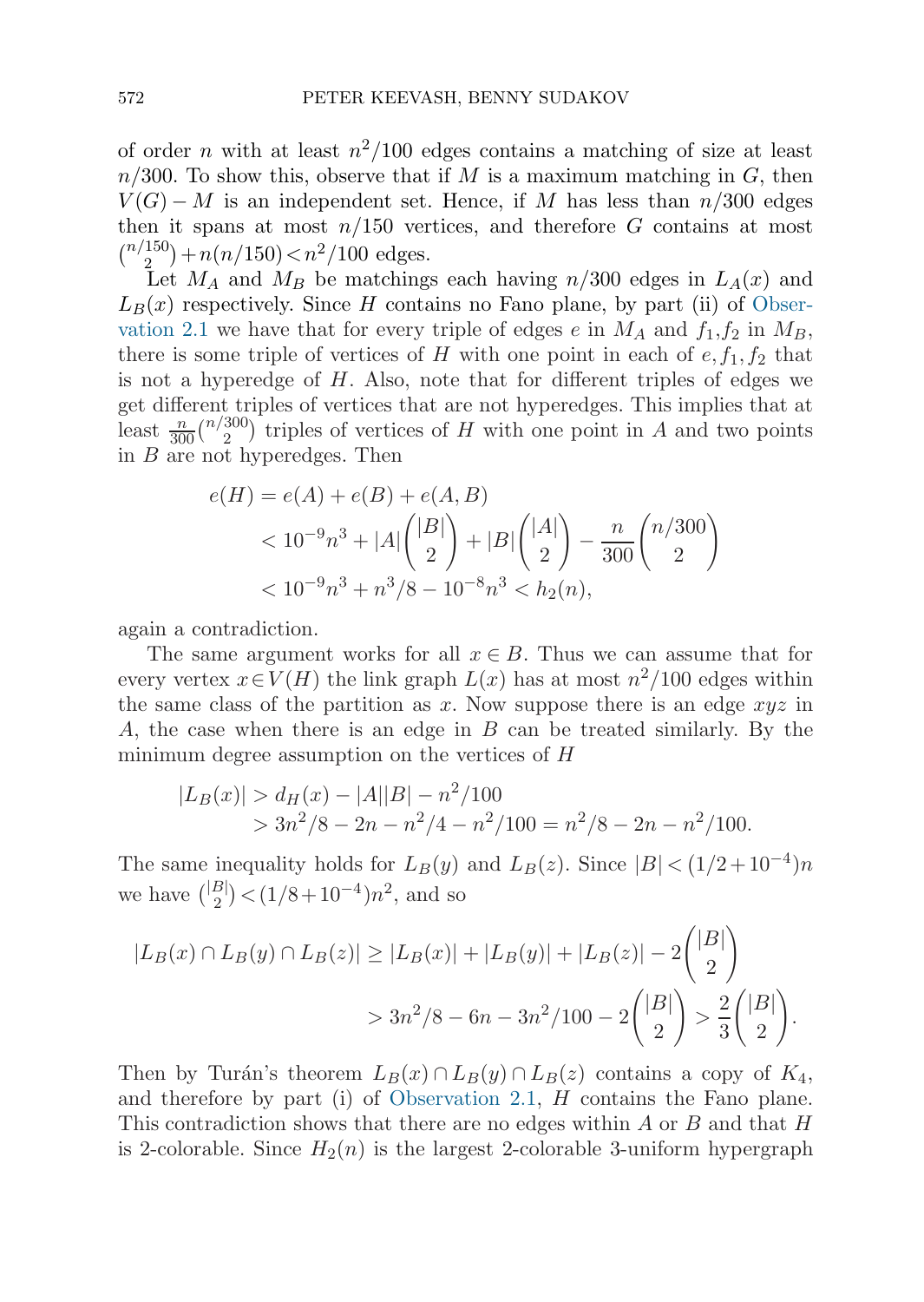of order $n$ with at least $n^2/100$ edges contains a matching of size at least $n/300$. To show this, observe that if $M$ is a maximum matching in $G$, then $V(G) - M$ is an independent set. Hence, if $M$ has less than $n/300$ edges then it spans at most $n/150$ vertices, and therefore $G$ contains at most $\binom{n/150}{2} + n(n/150) < n^2/100$ edges.

Let $M_A$ and $M_B$ be matchings each having $n/300$ edges in $L_A(x)$ and $L_B(x)$ respectively. Since $H$ contains no Fano plane, by part (ii) of Observation 2.1 we have that for every triple of edges $e$ in $M_A$ and $f_1, f_2$ in $M_B$, there is some triple of vertices of $H$ with one point in each of $e, f_1, f_2$ that is not a hyperedge of $H$. Also, note that for different triples of edges we get different triples of vertices that are not hyperedges. This implies that at least $\frac{n}{300}\binom{n/300}{2}$ triples of vertices of $H$ with one point in $A$ and two points in $B$ are not hyperedges. Then

$$
\begin{aligned}
e(H) &= e(A) + e(B) + e(A,B) \\
&< 10^{-9}n^3 + |A|\binom{|B|}{2} + |B|\binom{|A|}{2} - \frac{n}{300}\binom{n/300}{2} \\
&< 10^{-9}n^3 + n^3/8 - 10^{-8}n^3 < h_2(n),
\end{aligned}
$$

again a contradiction.

The same argument works for all $x \in B$. Thus we can assume that for every vertex $x \in V(H)$ the link graph $L(x)$ has at most $n^2/100$ edges within the same class of the partition as $x$. Now suppose there is an edge $xyz$ in $A$, the case when there is an edge in $B$ can be treated similarly. By the minimum degree assumption on the vertices of $H$

$$
\begin{aligned}
|L_B(x)| &> d_H(x) - |A||B| - n^2/100 \\
&> 3n^2/8 - 2n - n^2/4 - n^2/100 = n^2/8 - 2n - n^2/100.
\end{aligned}
$$

The same inequality holds for $L_B(y)$ and $L_B(z)$. Since $|B| < (1/2 + 10^{-4})n$ we have $\binom{|B|}{2} < (1/8 + 10^{-4})n^2$, and so

$$
\begin{aligned}
|L_B(x) \cap L_B(y) \cap L_B(z)| &\geq |L_B(x)| + |L_B(y)| + |L_B(z)| - 2\binom{|B|}{2} \\
&> 3n^2/8 - 6n - 3n^2/100 - 2\binom{|B|}{2} > \frac{2}{3}\binom{|B|}{2}.
\end{aligned}
$$

Then by Turán's theorem $L_B(x) \cap L_B(y) \cap L_B(z)$ contains a copy of $K_4$, and therefore by part (i) of Observation 2.1, $H$ contains the Fano plane. This contradiction shows that there are no edges within $A$ or $B$ and that $H$ is 2-colorable. Since $H_2(n)$ is the largest 2-colorable 3-uniform hypergraph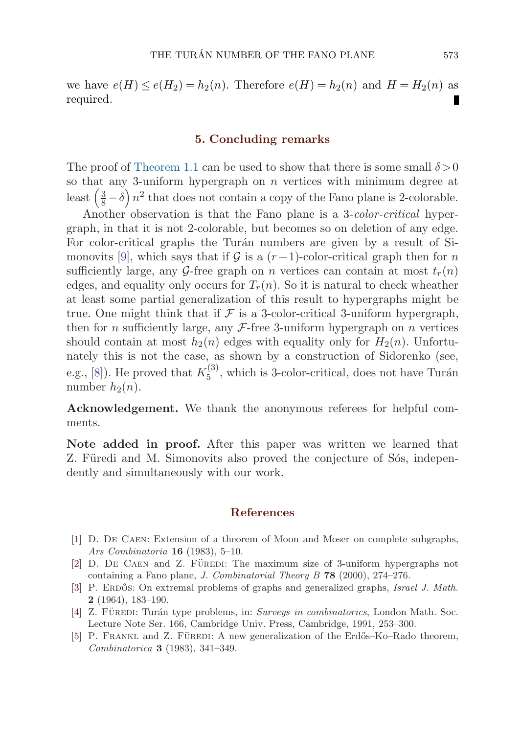we have $e(H) \le e(H_2) = h_2(n)$. Therefore $e(H) = h_2(n)$ and $H = H_2(n)$ as required. ∎

## 5. Concluding remarks

The proof of Theorem 1.1 can be used to show that there is some small $\delta > 0$ so that any 3-uniform hypergraph on $n$ vertices with minimum degree at least $\left(\frac{3}{8} - \delta\right) n^2$ that does not contain a copy of the Fano plane is 2-colorable.

Another observation is that the Fano plane is a 3-*color-critical* hypergraph, in that it is not 2-colorable, but becomes so on deletion of any edge. For color-critical graphs the Turán numbers are given by a result of Simonovits [9], which says that if $\mathcal{G}$ is a $(r+1)$-color-critical graph then for $n$ sufficiently large, any $\mathcal{G}$-free graph on $n$ vertices can contain at most $t_r(n)$ edges, and equality only occurs for $T_r(n)$. So it is natural to check wheather at least some partial generalization of this result to hypergraphs might be true. One might think that if $\mathcal{F}$ is a 3-color-critical 3-uniform hypergraph, then for $n$ sufficiently large, any $\mathcal{F}$-free 3-uniform hypergraph on $n$ vertices should contain at most $h_2(n)$ edges with equality only for $H_2(n)$. Unfortunately this is not the case, as shown by a construction of Sidorenko (see, e.g., [8]). He proved that $K_5^{(3)}$, which is 3-color-critical, does not have Turán number $h_2(n)$.

**Acknowledgement.** We thank the anonymous referees for helpful comments.

**Note added in proof.** After this paper was written we learned that Z. Füredi and M. Simonovits also proved the conjecture of Sós, independently and simultaneously with our work.

## References

[1] D. De Caen: Extension of a theorem of Moon and Moser on complete subgraphs, *Ars Combinatoria* **16** (1983), 5–10.

[2] D. De Caen and Z. Füredi: The maximum size of 3-uniform hypergraphs not containing a Fano plane, *J. Combinatorial Theory B* **78** (2000), 274–276.

[3] P. Erdős: On extremal problems of graphs and generalized graphs, *Israel J. Math.* **2** (1964), 183–190.

[4] Z. Füredi: Turán type problems, in: *Surveys in combinatorics*, London Math. Soc. Lecture Note Ser. 166, Cambridge Univ. Press, Cambridge, 1991, 253–300.

[5] P. Frankl and Z. Füredi: A new generalization of the Erdős–Ko–Rado theorem, *Combinatorica* **3** (1983), 341–349.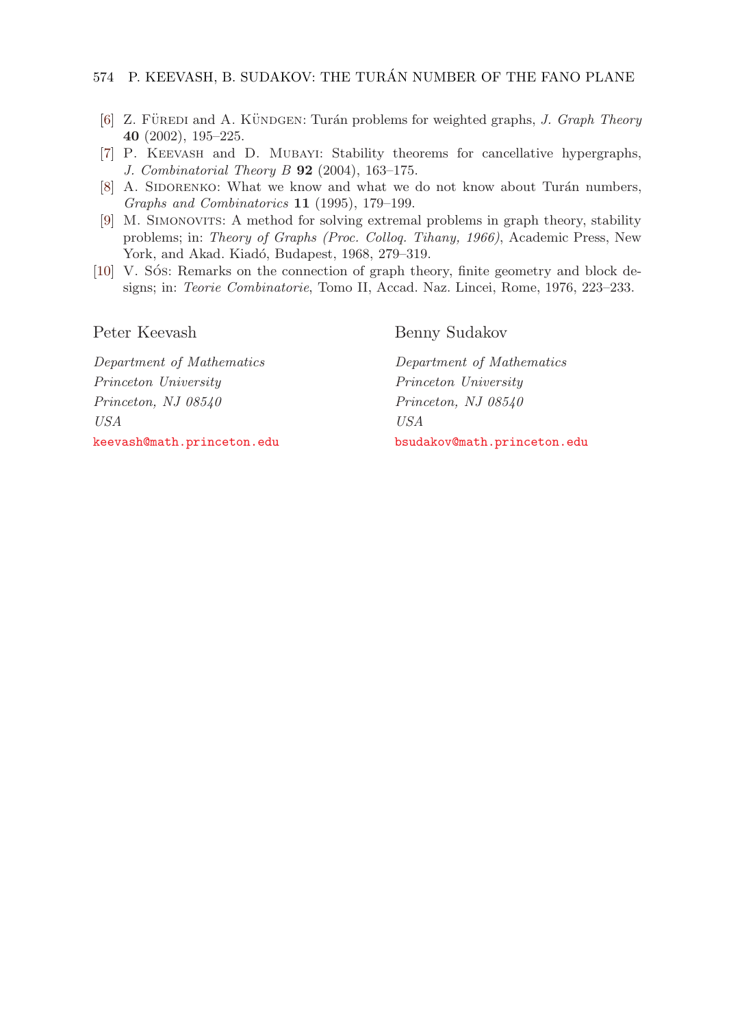[6] Z. Füredi and A. Kündgen: Turán problems for weighted graphs, *J. Graph Theory* **40** (2002), 195–225.

[7] P. Keevash and D. Mubayi: Stability theorems for cancellative hypergraphs, *J. Combinatorial Theory B* **92** (2004), 163–175.

[8] A. Sidorenko: What we know and what we do not know about Turán numbers, *Graphs and Combinatorics* **11** (1995), 179–199.

[9] M. Simonovits: A method for solving extremal problems in graph theory, stability problems; in: *Theory of Graphs (Proc. Colloq. Tihany, 1966)*, Academic Press, New York, and Akad. Kiadó, Budapest, 1968, 279–319.

[10] V. Sós: Remarks on the connection of graph theory, finite geometry and block designs; in: *Teorie Combinatorie*, Tomo II, Accad. Naz. Lincei, Rome, 1976, 223–233.

Peter Keevash

*Department of Mathematics*
*Princeton University*
*Princeton, NJ 08540*
*USA*
keevash@math.princeton.edu

Benny Sudakov

*Department of Mathematics*
*Princeton University*
*Princeton, NJ 08540*
*USA*
bsudakov@math.princeton.edu